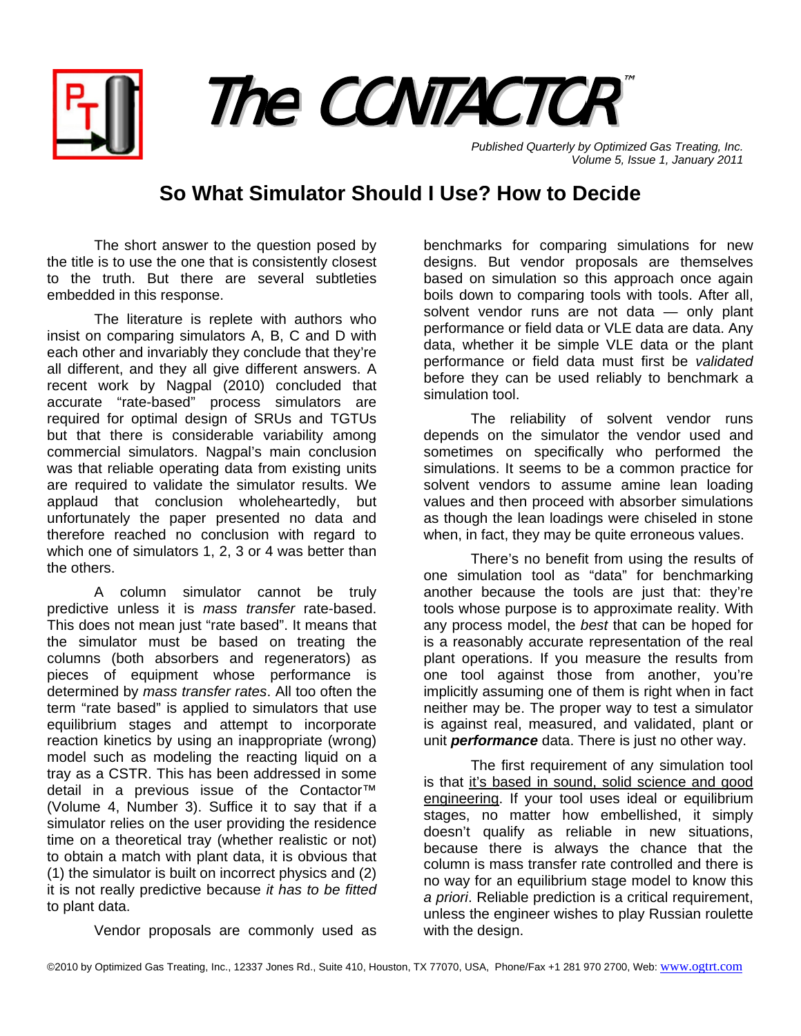# The CONTACTOR™

*Published Quarterly by Optimized Gas Treating, Inc.*
*Volume 5, Issue 1, January 2011*

## So What Simulator Should I Use? How to Decide

The short answer to the question posed by the title is to use the one that is consistently closest to the truth. But there are several subtleties embedded in this response.

The literature is replete with authors who insist on comparing simulators A, B, C and D with each other and invariably they conclude that they're all different, and they all give different answers. A recent work by Nagpal (2010) concluded that accurate "rate-based" process simulators are required for optimal design of SRUs and TGTUs but that there is considerable variability among commercial simulators. Nagpal's main conclusion was that reliable operating data from existing units are required to validate the simulator results. We applaud that conclusion wholeheartedly, but unfortunately the paper presented no data and therefore reached no conclusion with regard to which one of simulators 1, 2, 3 or 4 was better than the others.

A column simulator cannot be truly predictive unless it is *mass transfer* rate-based. This does not mean just "rate based". It means that the simulator must be based on treating the columns (both absorbers and regenerators) as pieces of equipment whose performance is determined by *mass transfer rates*. All too often the term "rate based" is applied to simulators that use equilibrium stages and attempt to incorporate reaction kinetics by using an inappropriate (wrong) model such as modeling the reacting liquid on a tray as a CSTR. This has been addressed in some detail in a previous issue of the Contactor™ (Volume 4, Number 3). Suffice it to say that if a simulator relies on the user providing the residence time on a theoretical tray (whether realistic or not) to obtain a match with plant data, it is obvious that (1) the simulator is built on incorrect physics and (2) it is not really predictive because *it has to be fitted* to plant data.

Vendor proposals are commonly used as benchmarks for comparing simulations for new designs. But vendor proposals are themselves based on simulation so this approach once again boils down to comparing tools with tools. After all, solvent vendor runs are not data — only plant performance or field data or VLE data are data. Any data, whether it be simple VLE data or the plant performance or field data must first be *validated* before they can be used reliably to benchmark a simulation tool.

The reliability of solvent vendor runs depends on the simulator the vendor used and sometimes on specifically who performed the simulations. It seems to be a common practice for solvent vendors to assume amine lean loading values and then proceed with absorber simulations as though the lean loadings were chiseled in stone when, in fact, they may be quite erroneous values.

There's no benefit from using the results of one simulation tool as "data" for benchmarking another because the tools are just that: they're tools whose purpose is to approximate reality. With any process model, the *best* that can be hoped for is a reasonably accurate representation of the real plant operations. If you measure the results from one tool against those from another, you're implicitly assuming one of them is right when in fact neither may be. The proper way to test a simulator is against real, measured, and validated, plant or unit ***performance*** data. There is just no other way.

The first requirement of any simulation tool is that it's based in sound, solid science and good engineering. If your tool uses ideal or equilibrium stages, no matter how embellished, it simply doesn't qualify as reliable in new situations, because there is always the chance that the column is mass transfer rate controlled and there is no way for an equilibrium stage model to know this *a priori*. Reliable prediction is a critical requirement, unless the engineer wishes to play Russian roulette with the design.

©2010 by Optimized Gas Treating, Inc., 12337 Jones Rd., Suite 410, Houston, TX 77070, USA, Phone/Fax +1 281 970 2700, Web: www.ogtrt.com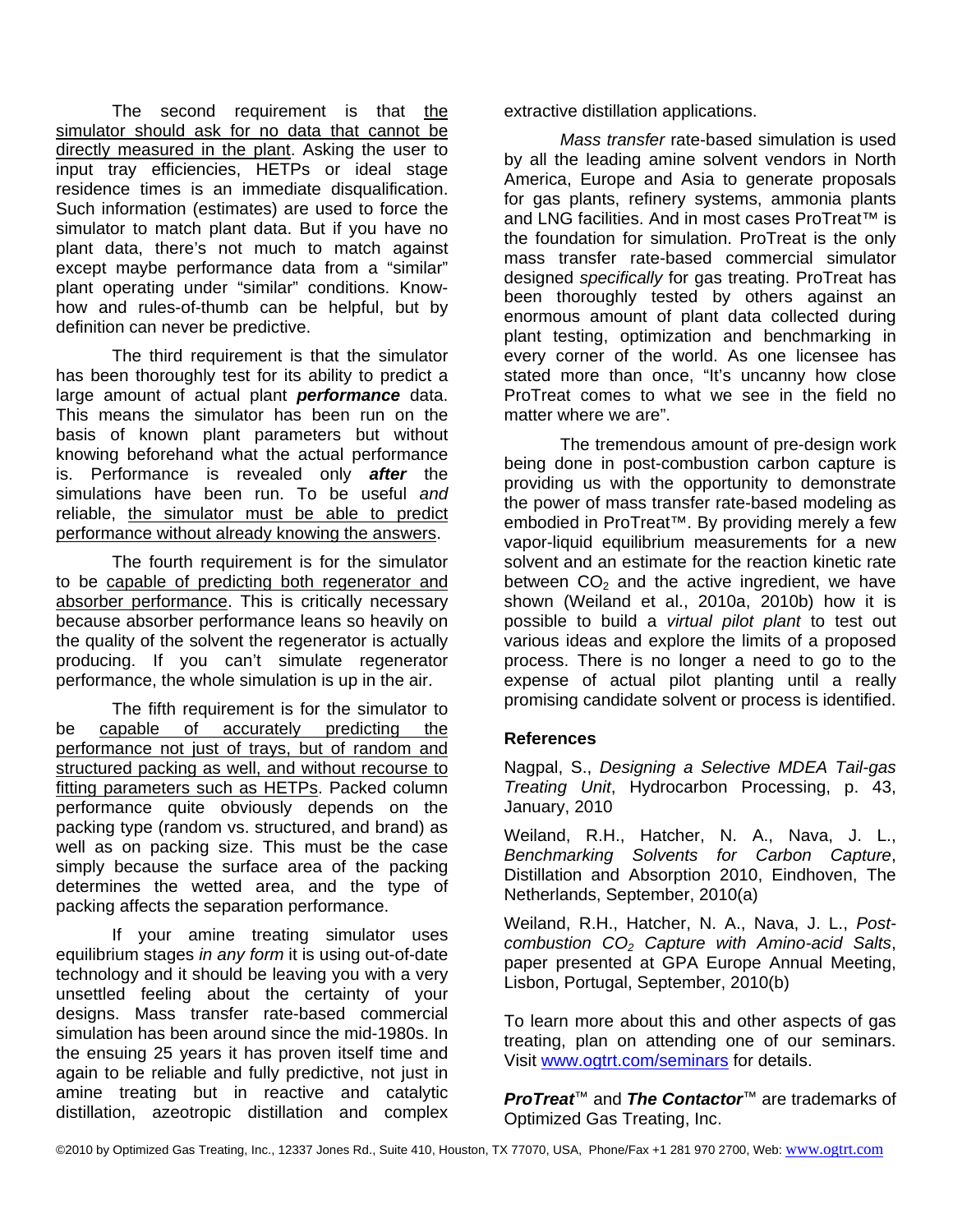The second requirement is that the simulator should ask for no data that cannot be directly measured in the plant. Asking the user to input tray efficiencies, HETPs or ideal stage residence times is an immediate disqualification. Such information (estimates) are used to force the simulator to match plant data. But if you have no plant data, there's not much to match against except maybe performance data from a "similar" plant operating under "similar" conditions. Know-how and rules-of-thumb can be helpful, but by definition can never be predictive.

The third requirement is that the simulator has been thoroughly test for its ability to predict a large amount of actual plant ***performance*** data. This means the simulator has been run on the basis of known plant parameters but without knowing beforehand what the actual performance is. Performance is revealed only ***after*** the simulations have been run. To be useful *and* reliable, the simulator must be able to predict performance without already knowing the answers.

The fourth requirement is for the simulator to be capable of predicting both regenerator and absorber performance. This is critically necessary because absorber performance leans so heavily on the quality of the solvent the regenerator is actually producing. If you can't simulate regenerator performance, the whole simulation is up in the air.

The fifth requirement is for the simulator to be capable of accurately predicting the performance not just of trays, but of random and structured packing as well, and without recourse to fitting parameters such as HETPs. Packed column performance quite obviously depends on the packing type (random vs. structured, and brand) as well as on packing size. This must be the case simply because the surface area of the packing determines the wetted area, and the type of packing affects the separation performance.

If your amine treating simulator uses equilibrium stages *in any form* it is using out-of-date technology and it should be leaving you with a very unsettled feeling about the certainty of your designs. Mass transfer rate-based commercial simulation has been around since the mid-1980s. In the ensuing 25 years it has proven itself time and again to be reliable and fully predictive, not just in amine treating but in reactive and catalytic distillation, azeotropic distillation and complex extractive distillation applications.

*Mass transfer* rate-based simulation is used by all the leading amine solvent vendors in North America, Europe and Asia to generate proposals for gas plants, refinery systems, ammonia plants and LNG facilities. And in most cases ProTreat™ is the foundation for simulation. ProTreat is the only mass transfer rate-based commercial simulator designed *specifically* for gas treating. ProTreat has been thoroughly tested by others against an enormous amount of plant data collected during plant testing, optimization and benchmarking in every corner of the world. As one licensee has stated more than once, "It's uncanny how close ProTreat comes to what we see in the field no matter where we are".

The tremendous amount of pre-design work being done in post-combustion carbon capture is providing us with the opportunity to demonstrate the power of mass transfer rate-based modeling as embodied in ProTreat™. By providing merely a few vapor-liquid equilibrium measurements for a new solvent and an estimate for the reaction kinetic rate between $CO_2$ and the active ingredient, we have shown (Weiland et al., 2010a, 2010b) how it is possible to build a *virtual pilot plant* to test out various ideas and explore the limits of a proposed process. There is no longer a need to go to the expense of actual pilot planting until a really promising candidate solvent or process is identified.

## References

Nagpal, S., *Designing a Selective MDEA Tail-gas Treating Unit*, Hydrocarbon Processing, p. 43, January, 2010

Weiland, R.H., Hatcher, N. A., Nava, J. L., *Benchmarking Solvents for Carbon Capture*, Distillation and Absorption 2010, Eindhoven, The Netherlands, September, 2010(a)

Weiland, R.H., Hatcher, N. A., Nava, J. L., *Post-combustion $CO_2$ Capture with Amino-acid Salts*, paper presented at GPA Europe Annual Meeting, Lisbon, Portugal, September, 2010(b)

To learn more about this and other aspects of gas treating, plan on attending one of our seminars. Visit www.ogtrt.com/seminars for details.

***ProTreat***™ and ***The Contactor***™ are trademarks of Optimized Gas Treating, Inc.

©2010 by Optimized Gas Treating, Inc., 12337 Jones Rd., Suite 410, Houston, TX 77070, USA, Phone/Fax +1 281 970 2700, Web: www.ogtrt.com